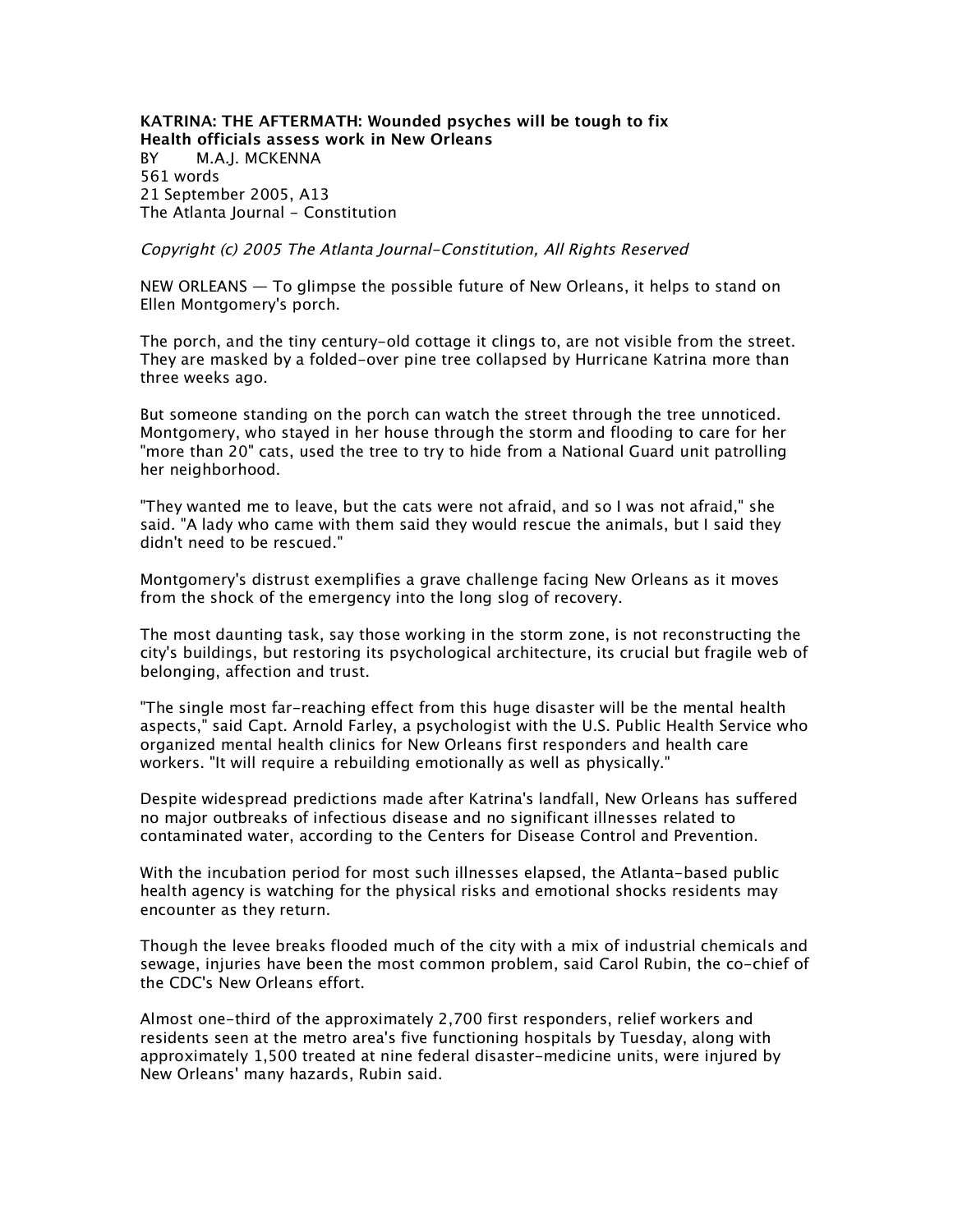**KATRINA: THE AFTERMATH: Wounded psyches will be tough to fix**
**Health officials assess work in New Orleans**

BY M.A.J. MCKENNA
561 words
21 September 2005, A13
The Atlanta Journal - Constitution

*Copyright (c) 2005 The Atlanta Journal-Constitution, All Rights Reserved*

NEW ORLEANS — To glimpse the possible future of New Orleans, it helps to stand on Ellen Montgomery's porch.

The porch, and the tiny century-old cottage it clings to, are not visible from the street. They are masked by a folded-over pine tree collapsed by Hurricane Katrina more than three weeks ago.

But someone standing on the porch can watch the street through the tree unnoticed. Montgomery, who stayed in her house through the storm and flooding to care for her "more than 20" cats, used the tree to try to hide from a National Guard unit patrolling her neighborhood.

"They wanted me to leave, but the cats were not afraid, and so I was not afraid," she said. "A lady who came with them said they would rescue the animals, but I said they didn't need to be rescued."

Montgomery's distrust exemplifies a grave challenge facing New Orleans as it moves from the shock of the emergency into the long slog of recovery.

The most daunting task, say those working in the storm zone, is not reconstructing the city's buildings, but restoring its psychological architecture, its crucial but fragile web of belonging, affection and trust.

"The single most far-reaching effect from this huge disaster will be the mental health aspects," said Capt. Arnold Farley, a psychologist with the U.S. Public Health Service who organized mental health clinics for New Orleans first responders and health care workers. "It will require a rebuilding emotionally as well as physically."

Despite widespread predictions made after Katrina's landfall, New Orleans has suffered no major outbreaks of infectious disease and no significant illnesses related to contaminated water, according to the Centers for Disease Control and Prevention.

With the incubation period for most such illnesses elapsed, the Atlanta-based public health agency is watching for the physical risks and emotional shocks residents may encounter as they return.

Though the levee breaks flooded much of the city with a mix of industrial chemicals and sewage, injuries have been the most common problem, said Carol Rubin, the co-chief of the CDC's New Orleans effort.

Almost one-third of the approximately 2,700 first responders, relief workers and residents seen at the metro area's five functioning hospitals by Tuesday, along with approximately 1,500 treated at nine federal disaster-medicine units, were injured by New Orleans' many hazards, Rubin said.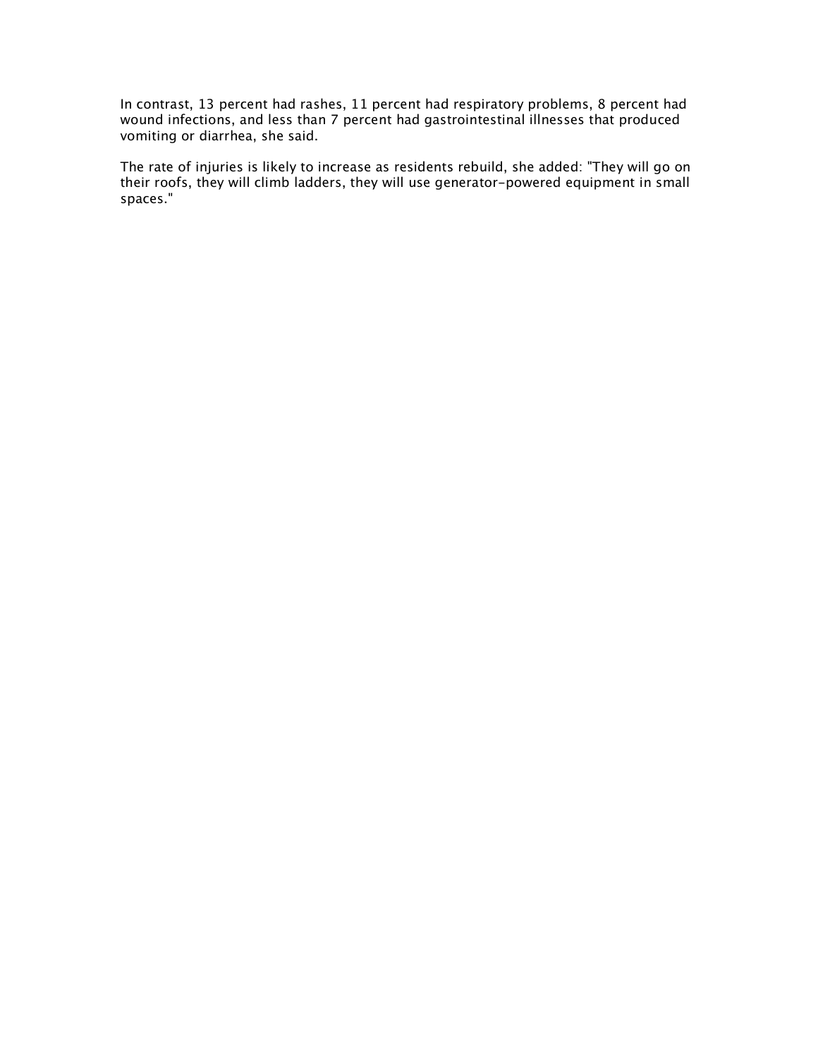In contrast, 13 percent had rashes, 11 percent had respiratory problems, 8 percent had wound infections, and less than 7 percent had gastrointestinal illnesses that produced vomiting or diarrhea, she said.

The rate of injuries is likely to increase as residents rebuild, she added: "They will go on their roofs, they will climb ladders, they will use generator-powered equipment in small spaces."